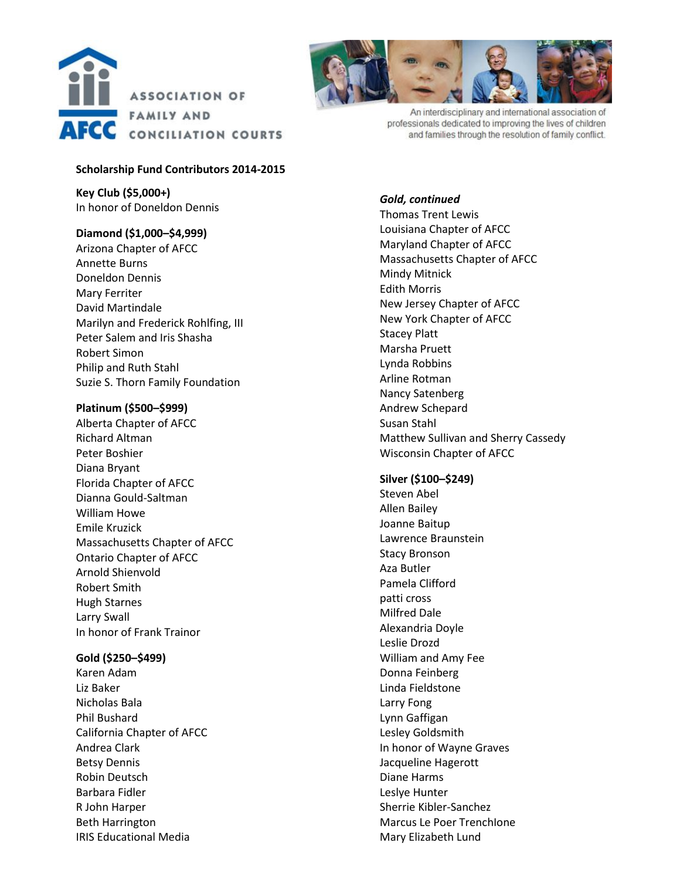# Association of Family and Conciliation Courts

An interdisciplinary and international association of professionals dedicated to improving the lives of children and families through the resolution of family conflict.

## Scholarship Fund Contributors 2014-2015

### Key Club ($5,000+)
In honor of Doneldon Dennis

### Diamond ($1,000–$4,999)
Arizona Chapter of AFCC
Annette Burns
Doneldon Dennis
Mary Ferriter
David Martindale
Marilyn and Frederick Rohlfing, III
Peter Salem and Iris Shasha
Robert Simon
Philip and Ruth Stahl
Suzie S. Thorn Family Foundation

### Platinum ($500–$999)
Alberta Chapter of AFCC
Richard Altman
Peter Boshier
Diana Bryant
Florida Chapter of AFCC
Dianna Gould-Saltman
William Howe
Emile Kruzick
Massachusetts Chapter of AFCC
Ontario Chapter of AFCC
Arnold Shienvold
Robert Smith
Hugh Starnes
Larry Swall
In honor of Frank Trainor

### Gold ($250–$499)
Karen Adam
Liz Baker
Nicholas Bala
Phil Bushard
California Chapter of AFCC
Andrea Clark
Betsy Dennis
Robin Deutsch
Barbara Fidler
R John Harper
Beth Harrington
IRIS Educational Media

### *Gold, continued*
Thomas Trent Lewis
Louisiana Chapter of AFCC
Maryland Chapter of AFCC
Massachusetts Chapter of AFCC
Mindy Mitnick
Edith Morris
New Jersey Chapter of AFCC
New York Chapter of AFCC
Stacey Platt
Marsha Pruett
Lynda Robbins
Arline Rotman
Nancy Satenberg
Andrew Schepard
Susan Stahl
Matthew Sullivan and Sherry Cassedy
Wisconsin Chapter of AFCC

### Silver ($100–$249)
Steven Abel
Allen Bailey
Joanne Baitup
Lawrence Braunstein
Stacy Bronson
Aza Butler
Pamela Clifford
patti cross
Milfred Dale
Alexandria Doyle
Leslie Drozd
William and Amy Fee
Donna Feinberg
Linda Fieldstone
Larry Fong
Lynn Gaffigan
Lesley Goldsmith
In honor of Wayne Graves
Jacqueline Hagerott
Diane Harms
Leslye Hunter
Sherrie Kibler-Sanchez
Marcus Le Poer Trenchlone
Mary Elizabeth Lund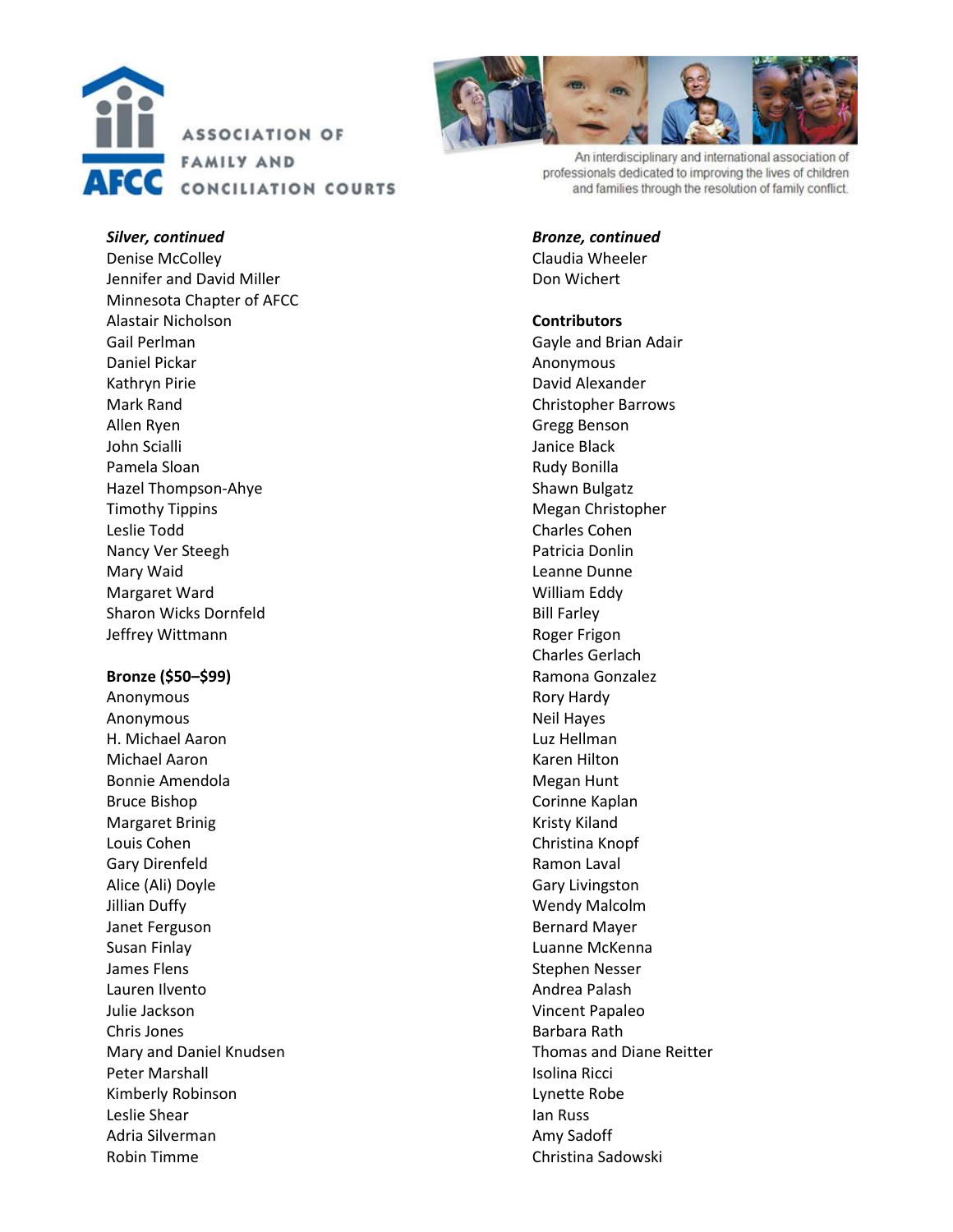***Silver, continued***

Denise McColley
Jennifer and David Miller
Minnesota Chapter of AFCC
Alastair Nicholson
Gail Perlman
Daniel Pickar
Kathryn Pirie
Mark Rand
Allen Ryen
John Scialli
Pamela Sloan
Hazel Thompson-Ahye
Timothy Tippins
Leslie Todd
Nancy Ver Steegh
Mary Waid
Margaret Ward
Sharon Wicks Dornfeld
Jeffrey Wittmann

**Bronze ($50–$99)**

Anonymous
Anonymous
H. Michael Aaron
Michael Aaron
Bonnie Amendola
Bruce Bishop
Margaret Brinig
Louis Cohen
Gary Direnfeld
Alice (Ali) Doyle
Jillian Duffy
Janet Ferguson
Susan Finlay
James Flens
Lauren Ilvento
Julie Jackson
Chris Jones
Mary and Daniel Knudsen
Peter Marshall
Kimberly Robinson
Leslie Shear
Adria Silverman
Robin Timme

***Bronze, continued***

Claudia Wheeler
Don Wichert

**Contributors**

Gayle and Brian Adair
Anonymous
David Alexander
Christopher Barrows
Gregg Benson
Janice Black
Rudy Bonilla
Shawn Bulgatz
Megan Christopher
Charles Cohen
Patricia Donlin
Leanne Dunne
William Eddy
Bill Farley
Roger Frigon
Charles Gerlach
Ramona Gonzalez
Rory Hardy
Neil Hayes
Luz Hellman
Karen Hilton
Megan Hunt
Corinne Kaplan
Kristy Kiland
Christina Knopf
Ramon Laval
Gary Livingston
Wendy Malcolm
Bernard Mayer
Luanne McKenna
Stephen Nesser
Andrea Palash
Vincent Papaleo
Barbara Rath
Thomas and Diane Reitter
Isolina Ricci
Lynette Robe
Ian Russ
Amy Sadoff
Christina Sadowski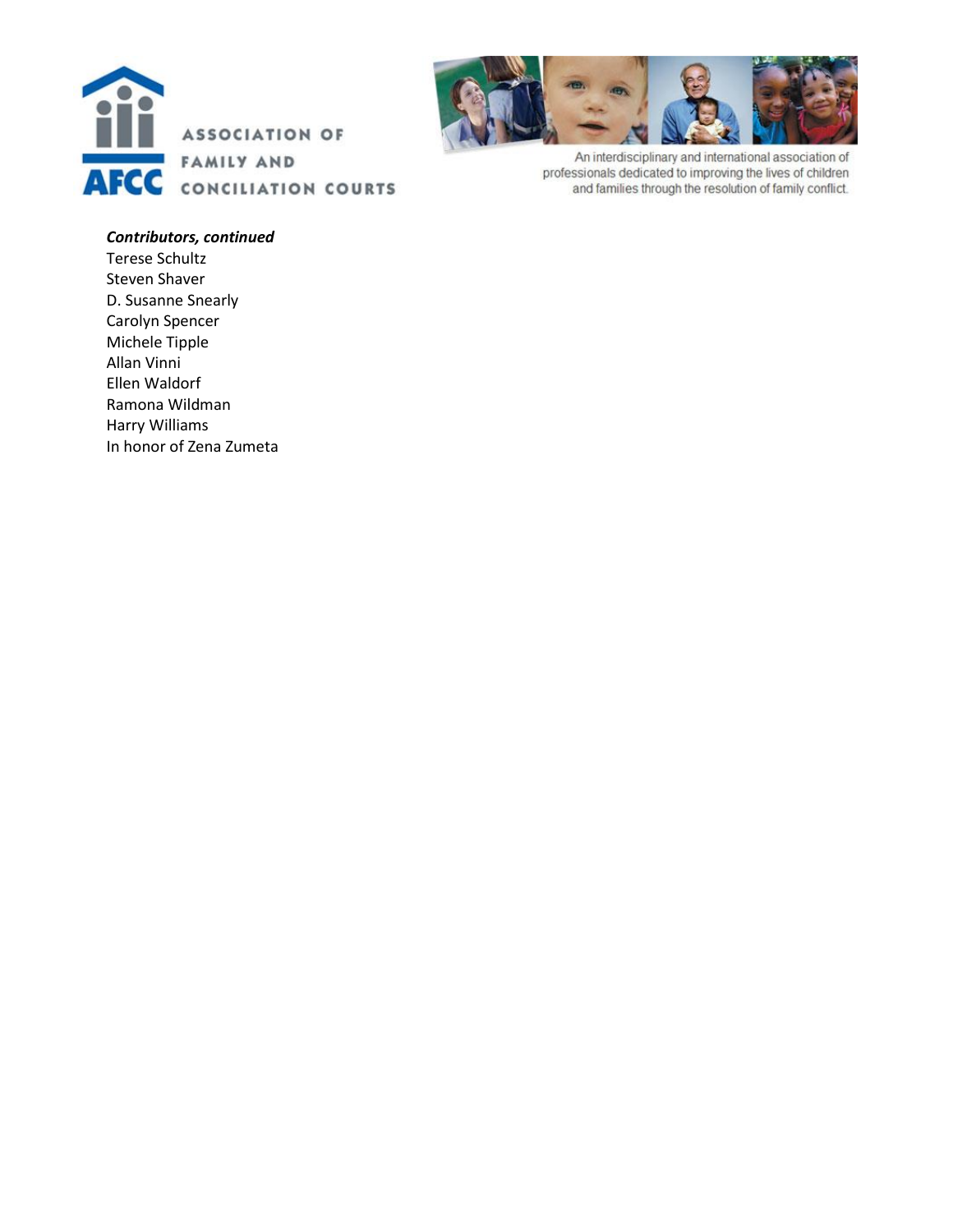***Contributors, continued***

Terese Schultz
Steven Shaver
D. Susanne Snearly
Carolyn Spencer
Michele Tipple
Allan Vinni
Ellen Waldorf
Ramona Wildman
Harry Williams
In honor of Zena Zumeta